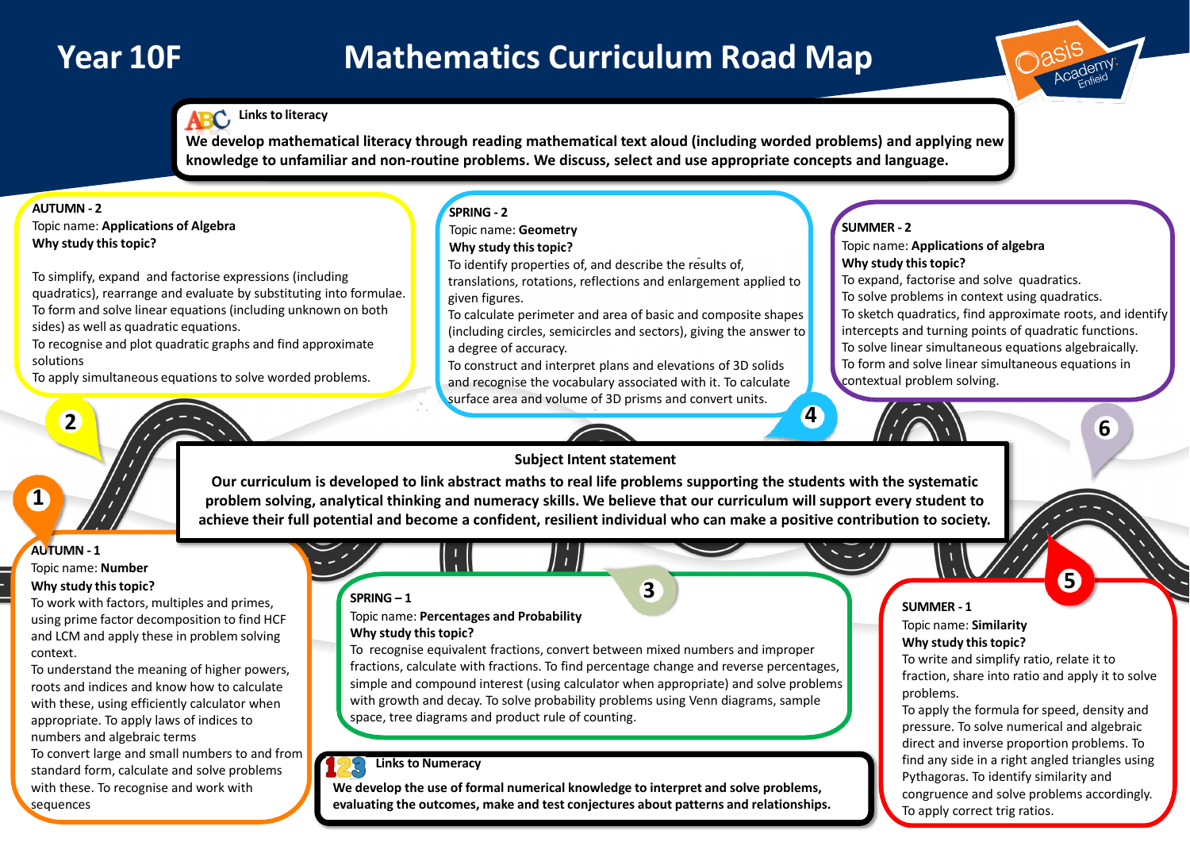# Year 10F

# Mathematics Curriculum Road Map

## Links to literacy

**We develop mathematical literacy through reading mathematical text aloud (including worded problems) and applying new knowledge to unfamiliar and non-routine problems. We discuss, select and use appropriate concepts and language.**

## Subject Intent statement

**Our curriculum is developed to link abstract maths to real life problems supporting the students with the systematic problem solving, analytical thinking and numeracy skills. We believe that our curriculum will support every student to achieve their full potential and become a confident, resilient individual who can make a positive contribution to society.**

### 1 — AUTUMN - 1

Topic name: **Number**

**Why study this topic?**

To work with factors, multiples and primes, using prime factor decomposition to find HCF and LCM and apply these in problem solving context.

To understand the meaning of higher powers, roots and indices and know how to calculate with these, using efficiently calculator when appropriate. To apply laws of indices to numbers and algebraic terms

To convert large and small numbers to and from standard form, calculate and solve problems with these. To recognise and work with sequences

### 2 — AUTUMN - 2

Topic name: **Applications of Algebra**

**Why study this topic?**

To simplify, expand and factorise expressions (including quadratics), rearrange and evaluate by substituting into formulae.

To form and solve linear equations (including unknown on both sides) as well as quadratic equations.

To recognise and plot quadratic graphs and find approximate solutions

To apply simultaneous equations to solve worded problems.

### 3 — SPRING – 1

Topic name: **Percentages and Probability**

**Why study this topic?**

To recognise equivalent fractions, convert between mixed numbers and improper fractions, calculate with fractions. To find percentage change and reverse percentages, simple and compound interest (using calculator when appropriate) and solve problems with growth and decay. To solve probability problems using Venn diagrams, sample space, tree diagrams and product rule of counting.

### 4 — SPRING - 2

Topic name: **Geometry**

**Why study this topic?**

To identify properties of, and describe the results of, translations, rotations, reflections and enlargement applied to given figures.

To calculate perimeter and area of basic and composite shapes (including circles, semicircles and sectors), giving the answer to a degree of accuracy.

To construct and interpret plans and elevations of 3D solids and recognise the vocabulary associated with it. To calculate surface area and volume of 3D prisms and convert units.

### 5 — SUMMER - 1

Topic name: **Similarity**

**Why study this topic?**

To write and simplify ratio, relate it to fraction, share into ratio and apply it to solve problems.

To apply the formula for speed, density and pressure. To solve numerical and algebraic direct and inverse proportion problems. To find any side in a right angled triangles using Pythagoras. To identify similarity and congruence and solve problems accordingly.

To apply correct trig ratios.

### 6 — SUMMER - 2

Topic name: **Applications of algebra**

**Why study this topic?**

To expand, factorise and solve quadratics.

To solve problems in context using quadratics.

To sketch quadratics, find approximate roots, and identify intercepts and turning points of quadratic functions.

To solve linear simultaneous equations algebraically.

To form and solve linear simultaneous equations in contextual problem solving.

## Links to Numeracy

**We develop the use of formal numerical knowledge to interpret and solve problems, evaluating the outcomes, make and test conjectures about patterns and relationships.**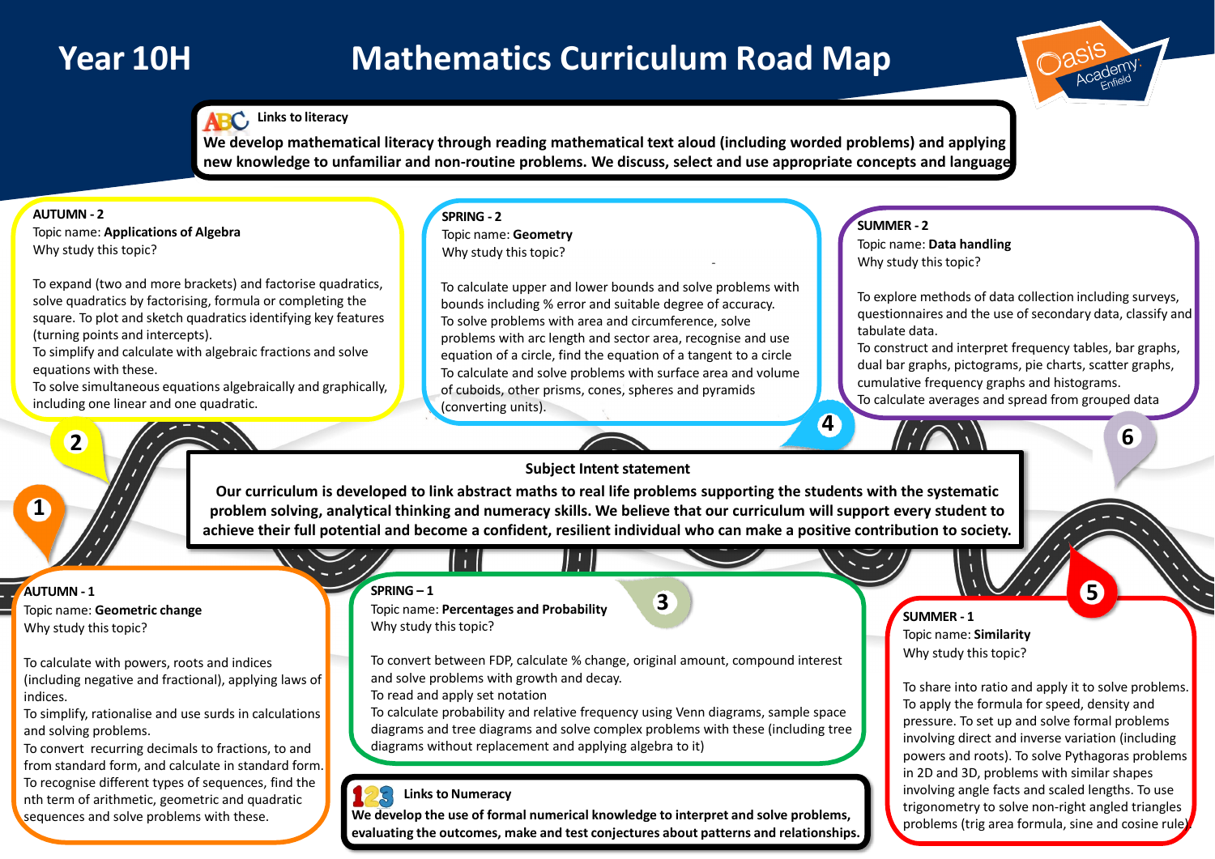# Year 10H

# Mathematics Curriculum Road Map

**Links to literacy**

**We develop mathematical literacy through reading mathematical text aloud (including worded problems) and applying new knowledge to unfamiliar and non-routine problems. We discuss, select and use appropriate concepts and language**

## Subject Intent statement

**Our curriculum is developed to link abstract maths to real life problems supporting the students with the systematic problem solving, analytical thinking and numeracy skills. We believe that our curriculum will support every student to achieve their full potential and become a confident, resilient individual who can make a positive contribution to society.**

## 1

**AUTUMN - 1**

Topic name: **Geometric change**

Why study this topic?

To calculate with powers, roots and indices (including negative and fractional), applying laws of indices.

To simplify, rationalise and use surds in calculations and solving problems.

To convert recurring decimals to fractions, to and from standard form, and calculate in standard form.

To recognise different types of sequences, find the nth term of arithmetic, geometric and quadratic sequences and solve problems with these.

## 2

**AUTUMN - 2**

Topic name: **Applications of Algebra**

Why study this topic?

To expand (two and more brackets) and factorise quadratics, solve quadratics by factorising, formula or completing the square. To plot and sketch quadratics identifying key features (turning points and intercepts).

To simplify and calculate with algebraic fractions and solve equations with these.

To solve simultaneous equations algebraically and graphically, including one linear and one quadratic.

## 3

**SPRING – 1**

Topic name: **Percentages and Probability**

Why study this topic?

To convert between FDP, calculate % change, original amount, compound interest and solve problems with growth and decay.

To read and apply set notation

To calculate probability and relative frequency using Venn diagrams, sample space diagrams and tree diagrams and solve complex problems with these (including tree diagrams without replacement and applying algebra to it)

## 4

**SPRING - 2**

Topic name: **Geometry**

Why study this topic?

To calculate upper and lower bounds and solve problems with bounds including % error and suitable degree of accuracy.

To solve problems with area and circumference, solve problems with arc length and sector area, recognise and use equation of a circle, find the equation of a tangent to a circle

To calculate and solve problems with surface area and volume of cuboids, other prisms, cones, spheres and pyramids (converting units).

## 5

**SUMMER - 1**

Topic name: **Similarity**

Why study this topic?

To share into ratio and apply it to solve problems. To apply the formula for speed, density and pressure. To set up and solve formal problems involving direct and inverse variation (including powers and roots). To solve Pythagoras problems in 2D and 3D, problems with similar shapes involving angle facts and scaled lengths. To use trigonometry to solve non-right angled triangles problems (trig area formula, sine and cosine rule)

## 6

**SUMMER - 2**

Topic name: **Data handling**

Why study this topic?

To explore methods of data collection including surveys, questionnaires and the use of secondary data, classify and tabulate data.

To construct and interpret frequency tables, bar graphs, dual bar graphs, pictograms, pie charts, scatter graphs, cumulative frequency graphs and histograms.

To calculate averages and spread from grouped data

**Links to Numeracy**

**We develop the use of formal numerical knowledge to interpret and solve problems, evaluating the outcomes, make and test conjectures about patterns and relationships.**